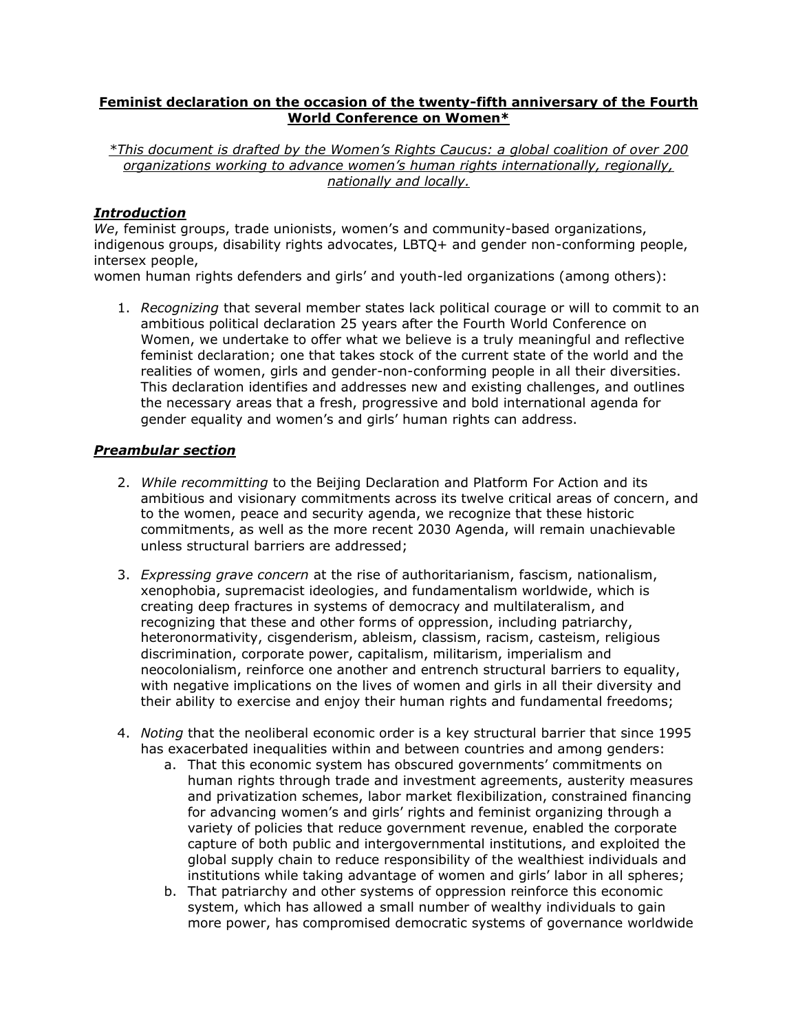**Feminist declaration on the occasion of the twenty-fifth anniversary of the Fourth World Conference on Women***

*\*This document is drafted by the Women's Rights Caucus: a global coalition of over 200 organizations working to advance women's human rights internationally, regionally, nationally and locally.*

## ***Introduction***

*We*, feminist groups, trade unionists, women's and community-based organizations, indigenous groups, disability rights advocates, LBTQ+ and gender non-conforming people, intersex people,
women human rights defenders and girls' and youth-led organizations (among others):

1. *Recognizing* that several member states lack political courage or will to commit to an ambitious political declaration 25 years after the Fourth World Conference on Women, we undertake to offer what we believe is a truly meaningful and reflective feminist declaration; one that takes stock of the current state of the world and the realities of women, girls and gender-non-conforming people in all their diversities. This declaration identifies and addresses new and existing challenges, and outlines the necessary areas that a fresh, progressive and bold international agenda for gender equality and women's and girls' human rights can address.

## ***Preambular section***

2. *While recommitting* to the Beijing Declaration and Platform For Action and its ambitious and visionary commitments across its twelve critical areas of concern, and to the women, peace and security agenda, we recognize that these historic commitments, as well as the more recent 2030 Agenda, will remain unachievable unless structural barriers are addressed;

3. *Expressing grave concern* at the rise of authoritarianism, fascism, nationalism, xenophobia, supremacist ideologies, and fundamentalism worldwide, which is creating deep fractures in systems of democracy and multilateralism, and recognizing that these and other forms of oppression, including patriarchy, heteronormativity, cisgenderism, ableism, classism, racism, casteism, religious discrimination, corporate power, capitalism, militarism, imperialism and neocolonialism, reinforce one another and entrench structural barriers to equality, with negative implications on the lives of women and girls in all their diversity and their ability to exercise and enjoy their human rights and fundamental freedoms;

4. *Noting* that the neoliberal economic order is a key structural barrier that since 1995 has exacerbated inequalities within and between countries and among genders:
    a. That this economic system has obscured governments' commitments on human rights through trade and investment agreements, austerity measures and privatization schemes, labor market flexibilization, constrained financing for advancing women's and girls' rights and feminist organizing through a variety of policies that reduce government revenue, enabled the corporate capture of both public and intergovernmental institutions, and exploited the global supply chain to reduce responsibility of the wealthiest individuals and institutions while taking advantage of women and girls' labor in all spheres;
    b. That patriarchy and other systems of oppression reinforce this economic system, which has allowed a small number of wealthy individuals to gain more power, has compromised democratic systems of governance worldwide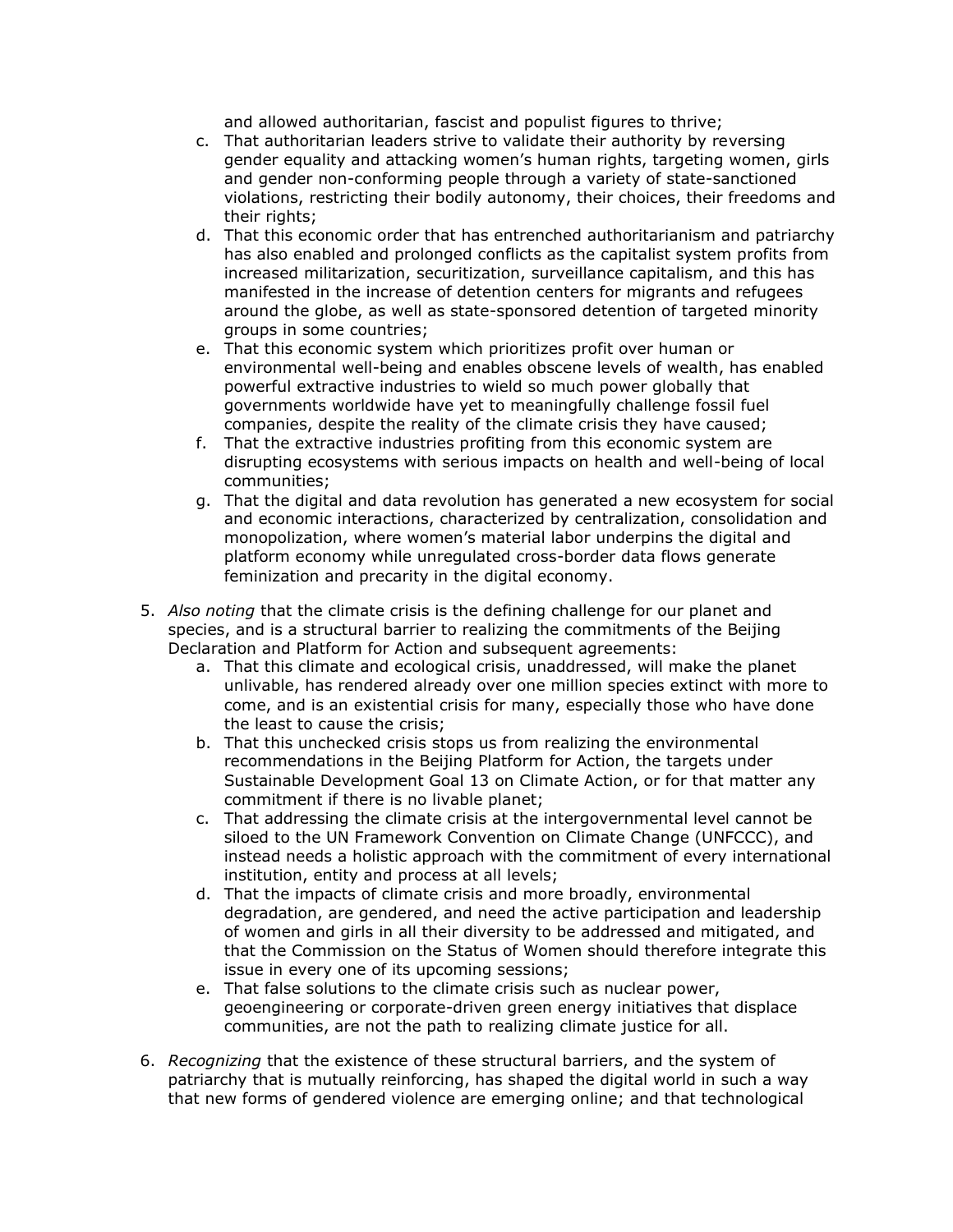and allowed authoritarian, fascist and populist figures to thrive;

   c. That authoritarian leaders strive to validate their authority by reversing gender equality and attacking women's human rights, targeting women, girls and gender non-conforming people through a variety of state-sanctioned violations, restricting their bodily autonomy, their choices, their freedoms and their rights;
   d. That this economic order that has entrenched authoritarianism and patriarchy has also enabled and prolonged conflicts as the capitalist system profits from increased militarization, securitization, surveillance capitalism, and this has manifested in the increase of detention centers for migrants and refugees around the globe, as well as state-sponsored detention of targeted minority groups in some countries;
   e. That this economic system which prioritizes profit over human or environmental well-being and enables obscene levels of wealth, has enabled powerful extractive industries to wield so much power globally that governments worldwide have yet to meaningfully challenge fossil fuel companies, despite the reality of the climate crisis they have caused;
   f. That the extractive industries profiting from this economic system are disrupting ecosystems with serious impacts on health and well-being of local communities;
   g. That the digital and data revolution has generated a new ecosystem for social and economic interactions, characterized by centralization, consolidation and monopolization, where women's material labor underpins the digital and platform economy while unregulated cross-border data flows generate feminization and precarity in the digital economy.

5. *Also noting* that the climate crisis is the defining challenge for our planet and species, and is a structural barrier to realizing the commitments of the Beijing Declaration and Platform for Action and subsequent agreements:
   a. That this climate and ecological crisis, unaddressed, will make the planet unlivable, has rendered already over one million species extinct with more to come, and is an existential crisis for many, especially those who have done the least to cause the crisis;
   b. That this unchecked crisis stops us from realizing the environmental recommendations in the Beijing Platform for Action, the targets under Sustainable Development Goal 13 on Climate Action, or for that matter any commitment if there is no livable planet;
   c. That addressing the climate crisis at the intergovernmental level cannot be siloed to the UN Framework Convention on Climate Change (UNFCCC), and instead needs a holistic approach with the commitment of every international institution, entity and process at all levels;
   d. That the impacts of climate crisis and more broadly, environmental degradation, are gendered, and need the active participation and leadership of women and girls in all their diversity to be addressed and mitigated, and that the Commission on the Status of Women should therefore integrate this issue in every one of its upcoming sessions;
   e. That false solutions to the climate crisis such as nuclear power, geoengineering or corporate-driven green energy initiatives that displace communities, are not the path to realizing climate justice for all.

6. *Recognizing* that the existence of these structural barriers, and the system of patriarchy that is mutually reinforcing, has shaped the digital world in such a way that new forms of gendered violence are emerging online; and that technological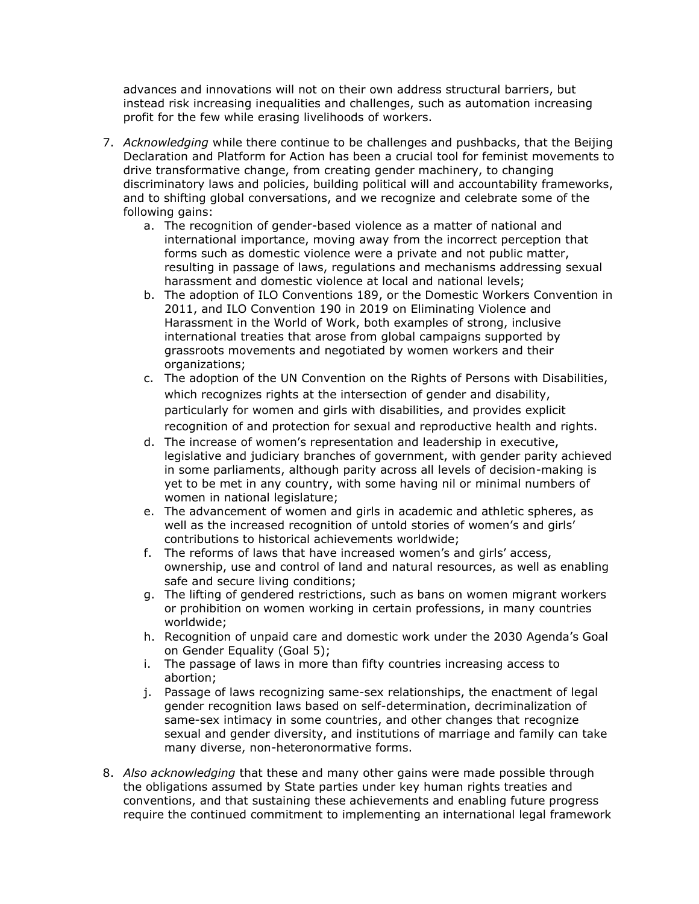advances and innovations will not on their own address structural barriers, but instead risk increasing inequalities and challenges, such as automation increasing profit for the few while erasing livelihoods of workers.

7. *Acknowledging* while there continue to be challenges and pushbacks, that the Beijing Declaration and Platform for Action has been a crucial tool for feminist movements to drive transformative change, from creating gender machinery, to changing discriminatory laws and policies, building political will and accountability frameworks, and to shifting global conversations, and we recognize and celebrate some of the following gains:
   a. The recognition of gender-based violence as a matter of national and international importance, moving away from the incorrect perception that forms such as domestic violence were a private and not public matter, resulting in passage of laws, regulations and mechanisms addressing sexual harassment and domestic violence at local and national levels;
   b. The adoption of ILO Conventions 189, or the Domestic Workers Convention in 2011, and ILO Convention 190 in 2019 on Eliminating Violence and Harassment in the World of Work, both examples of strong, inclusive international treaties that arose from global campaigns supported by grassroots movements and negotiated by women workers and their organizations;
   c. The adoption of the UN Convention on the Rights of Persons with Disabilities, which recognizes rights at the intersection of gender and disability, particularly for women and girls with disabilities, and provides explicit recognition of and protection for sexual and reproductive health and rights.
   d. The increase of women's representation and leadership in executive, legislative and judiciary branches of government, with gender parity achieved in some parliaments, although parity across all levels of decision-making is yet to be met in any country, with some having nil or minimal numbers of women in national legislature;
   e. The advancement of women and girls in academic and athletic spheres, as well as the increased recognition of untold stories of women's and girls' contributions to historical achievements worldwide;
   f. The reforms of laws that have increased women's and girls' access, ownership, use and control of land and natural resources, as well as enabling safe and secure living conditions;
   g. The lifting of gendered restrictions, such as bans on women migrant workers or prohibition on women working in certain professions, in many countries worldwide;
   h. Recognition of unpaid care and domestic work under the 2030 Agenda's Goal on Gender Equality (Goal 5);
   i. The passage of laws in more than fifty countries increasing access to abortion;
   j. Passage of laws recognizing same-sex relationships, the enactment of legal gender recognition laws based on self-determination, decriminalization of same-sex intimacy in some countries, and other changes that recognize sexual and gender diversity, and institutions of marriage and family can take many diverse, non-heteronormative forms.

8. *Also acknowledging* that these and many other gains were made possible through the obligations assumed by State parties under key human rights treaties and conventions, and that sustaining these achievements and enabling future progress require the continued commitment to implementing an international legal framework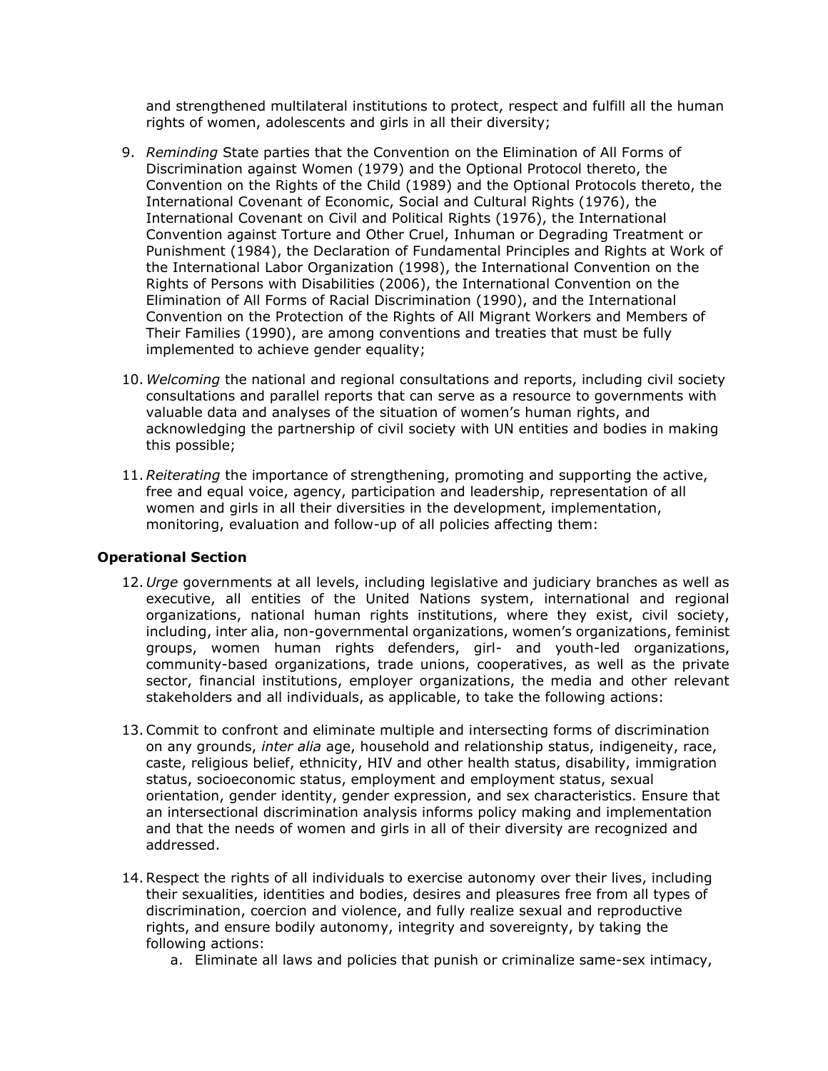and strengthened multilateral institutions to protect, respect and fulfill all the human rights of women, adolescents and girls in all their diversity;

9. *Reminding* State parties that the Convention on the Elimination of All Forms of Discrimination against Women (1979) and the Optional Protocol thereto, the Convention on the Rights of the Child (1989) and the Optional Protocols thereto, the International Covenant of Economic, Social and Cultural Rights (1976), the International Covenant on Civil and Political Rights (1976), the International Convention against Torture and Other Cruel, Inhuman or Degrading Treatment or Punishment (1984), the Declaration of Fundamental Principles and Rights at Work of the International Labor Organization (1998), the International Convention on the Rights of Persons with Disabilities (2006), the International Convention on the Elimination of All Forms of Racial Discrimination (1990), and the International Convention on the Protection of the Rights of All Migrant Workers and Members of Their Families (1990), are among conventions and treaties that must be fully implemented to achieve gender equality;

10. *Welcoming* the national and regional consultations and reports, including civil society consultations and parallel reports that can serve as a resource to governments with valuable data and analyses of the situation of women's human rights, and acknowledging the partnership of civil society with UN entities and bodies in making this possible;

11. *Reiterating* the importance of strengthening, promoting and supporting the active, free and equal voice, agency, participation and leadership, representation of all women and girls in all their diversities in the development, implementation, monitoring, evaluation and follow-up of all policies affecting them:

### Operational Section

12. *Urge* governments at all levels, including legislative and judiciary branches as well as executive, all entities of the United Nations system, international and regional organizations, national human rights institutions, where they exist, civil society, including, inter alia, non-governmental organizations, women's organizations, feminist groups, women human rights defenders, girl- and youth-led organizations, community-based organizations, trade unions, cooperatives, as well as the private sector, financial institutions, employer organizations, the media and other relevant stakeholders and all individuals, as applicable, to take the following actions:

13. Commit to confront and eliminate multiple and intersecting forms of discrimination on any grounds, *inter alia* age, household and relationship status, indigeneity, race, caste, religious belief, ethnicity, HIV and other health status, disability, immigration status, socioeconomic status, employment and employment status, sexual orientation, gender identity, gender expression, and sex characteristics. Ensure that an intersectional discrimination analysis informs policy making and implementation and that the needs of women and girls in all of their diversity are recognized and addressed.

14. Respect the rights of all individuals to exercise autonomy over their lives, including their sexualities, identities and bodies, desires and pleasures free from all types of discrimination, coercion and violence, and fully realize sexual and reproductive rights, and ensure bodily autonomy, integrity and sovereignty, by taking the following actions:
    a. Eliminate all laws and policies that punish or criminalize same-sex intimacy,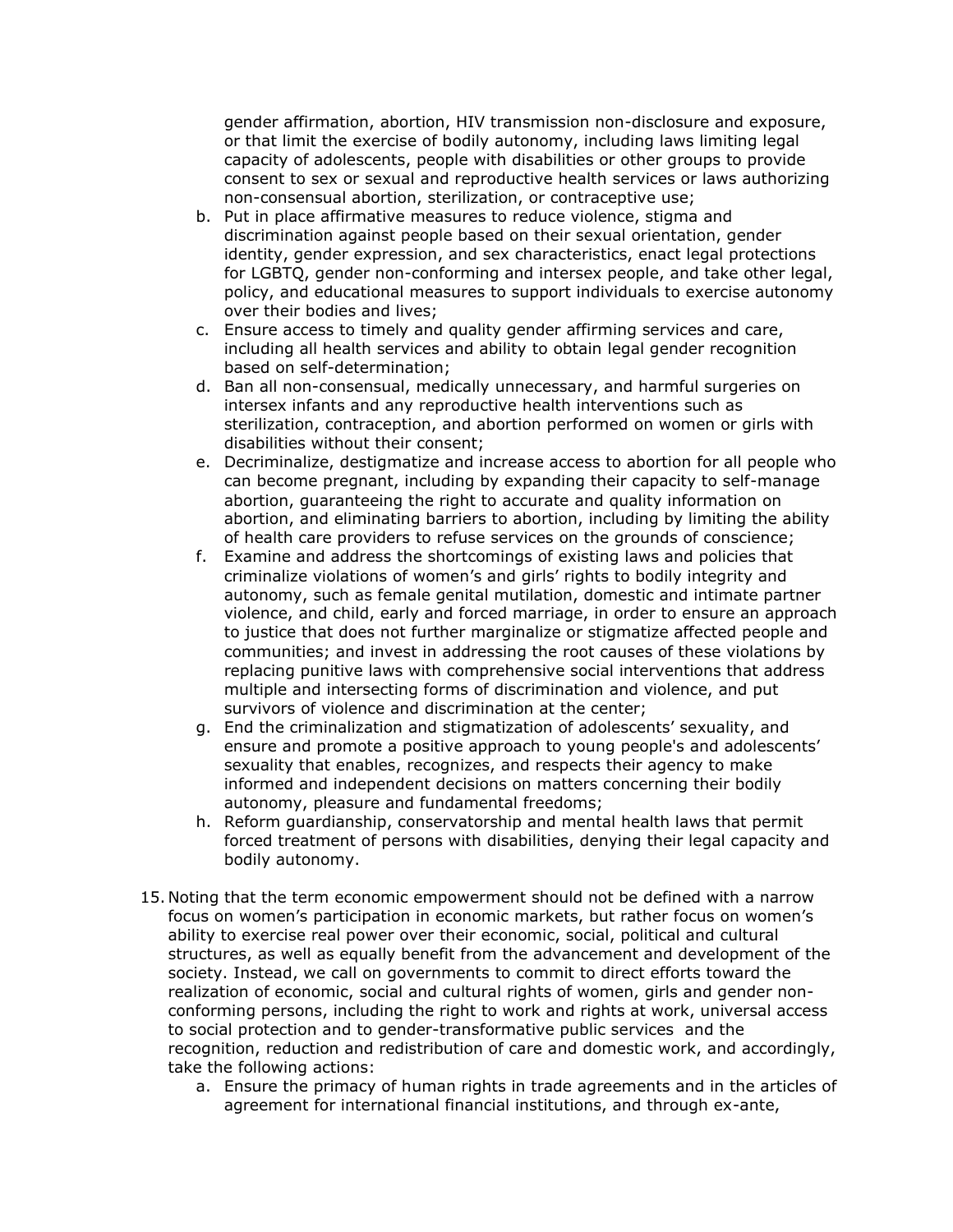gender affirmation, abortion, HIV transmission non-disclosure and exposure, or that limit the exercise of bodily autonomy, including laws limiting legal capacity of adolescents, people with disabilities or other groups to provide consent to sex or sexual and reproductive health services or laws authorizing non-consensual abortion, sterilization, or contraceptive use;

b. Put in place affirmative measures to reduce violence, stigma and discrimination against people based on their sexual orientation, gender identity, gender expression, and sex characteristics, enact legal protections for LGBTQ, gender non-conforming and intersex people, and take other legal, policy, and educational measures to support individuals to exercise autonomy over their bodies and lives;

c. Ensure access to timely and quality gender affirming services and care, including all health services and ability to obtain legal gender recognition based on self-determination;

d. Ban all non-consensual, medically unnecessary, and harmful surgeries on intersex infants and any reproductive health interventions such as sterilization, contraception, and abortion performed on women or girls with disabilities without their consent;

e. Decriminalize, destigmatize and increase access to abortion for all people who can become pregnant, including by expanding their capacity to self-manage abortion, guaranteeing the right to accurate and quality information on abortion, and eliminating barriers to abortion, including by limiting the ability of health care providers to refuse services on the grounds of conscience;

f. Examine and address the shortcomings of existing laws and policies that criminalize violations of women's and girls' rights to bodily integrity and autonomy, such as female genital mutilation, domestic and intimate partner violence, and child, early and forced marriage, in order to ensure an approach to justice that does not further marginalize or stigmatize affected people and communities; and invest in addressing the root causes of these violations by replacing punitive laws with comprehensive social interventions that address multiple and intersecting forms of discrimination and violence, and put survivors of violence and discrimination at the center;

g. End the criminalization and stigmatization of adolescents' sexuality, and ensure and promote a positive approach to young people's and adolescents' sexuality that enables, recognizes, and respects their agency to make informed and independent decisions on matters concerning their bodily autonomy, pleasure and fundamental freedoms;

h. Reform guardianship, conservatorship and mental health laws that permit forced treatment of persons with disabilities, denying their legal capacity and bodily autonomy.

15. Noting that the term economic empowerment should not be defined with a narrow focus on women's participation in economic markets, but rather focus on women's ability to exercise real power over their economic, social, political and cultural structures, as well as equally benefit from the advancement and development of the society. Instead, we call on governments to commit to direct efforts toward the realization of economic, social and cultural rights of women, girls and gender non-conforming persons, including the right to work and rights at work, universal access to social protection and to gender-transformative public services and the recognition, reduction and redistribution of care and domestic work, and accordingly, take the following actions:

    a. Ensure the primacy of human rights in trade agreements and in the articles of agreement for international financial institutions, and through ex-ante,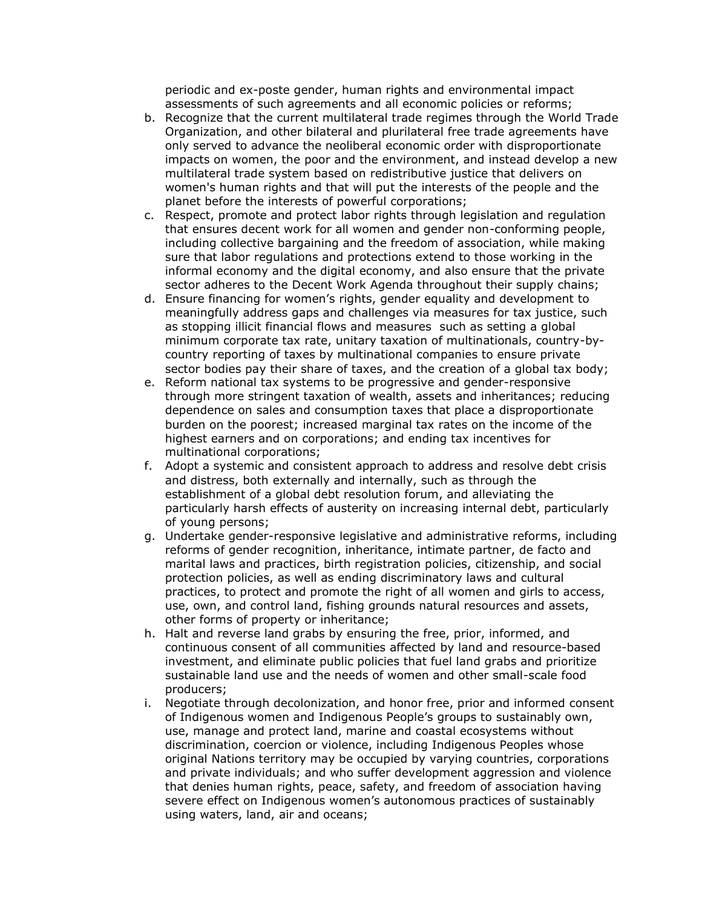periodic and ex-poste gender, human rights and environmental impact assessments of such agreements and all economic policies or reforms;

b. Recognize that the current multilateral trade regimes through the World Trade Organization, and other bilateral and plurilateral free trade agreements have only served to advance the neoliberal economic order with disproportionate impacts on women, the poor and the environment, and instead develop a new multilateral trade system based on redistributive justice that delivers on women's human rights and that will put the interests of the people and the planet before the interests of powerful corporations;
c. Respect, promote and protect labor rights through legislation and regulation that ensures decent work for all women and gender non-conforming people, including collective bargaining and the freedom of association, while making sure that labor regulations and protections extend to those working in the informal economy and the digital economy, and also ensure that the private sector adheres to the Decent Work Agenda throughout their supply chains;
d. Ensure financing for women's rights, gender equality and development to meaningfully address gaps and challenges via measures for tax justice, such as stopping illicit financial flows and measures such as setting a global minimum corporate tax rate, unitary taxation of multinationals, country-by-country reporting of taxes by multinational companies to ensure private sector bodies pay their share of taxes, and the creation of a global tax body;
e. Reform national tax systems to be progressive and gender-responsive through more stringent taxation of wealth, assets and inheritances; reducing dependence on sales and consumption taxes that place a disproportionate burden on the poorest; increased marginal tax rates on the income of the highest earners and on corporations; and ending tax incentives for multinational corporations;
f. Adopt a systemic and consistent approach to address and resolve debt crisis and distress, both externally and internally, such as through the establishment of a global debt resolution forum, and alleviating the particularly harsh effects of austerity on increasing internal debt, particularly of young persons;
g. Undertake gender-responsive legislative and administrative reforms, including reforms of gender recognition, inheritance, intimate partner, de facto and marital laws and practices, birth registration policies, citizenship, and social protection policies, as well as ending discriminatory laws and cultural practices, to protect and promote the right of all women and girls to access, use, own, and control land, fishing grounds natural resources and assets, other forms of property or inheritance;
h. Halt and reverse land grabs by ensuring the free, prior, informed, and continuous consent of all communities affected by land and resource-based investment, and eliminate public policies that fuel land grabs and prioritize sustainable land use and the needs of women and other small-scale food producers;
i. Negotiate through decolonization, and honor free, prior and informed consent of Indigenous women and Indigenous People's groups to sustainably own, use, manage and protect land, marine and coastal ecosystems without discrimination, coercion or violence, including Indigenous Peoples whose original Nations territory may be occupied by varying countries, corporations and private individuals; and who suffer development aggression and violence that denies human rights, peace, safety, and freedom of association having severe effect on Indigenous women's autonomous practices of sustainably using waters, land, air and oceans;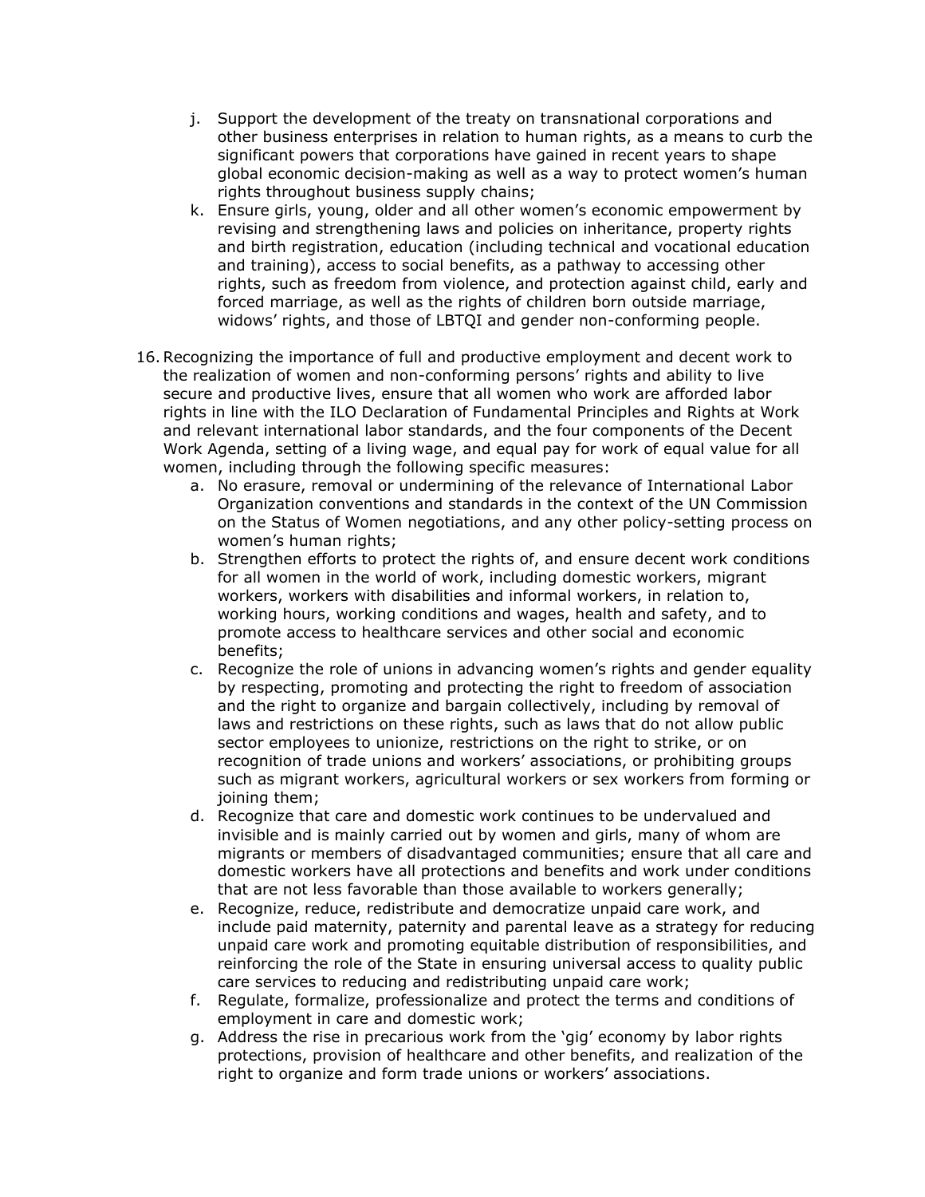j. Support the development of the treaty on transnational corporations and other business enterprises in relation to human rights, as a means to curb the significant powers that corporations have gained in recent years to shape global economic decision-making as well as a way to protect women's human rights throughout business supply chains;

k. Ensure girls, young, older and all other women's economic empowerment by revising and strengthening laws and policies on inheritance, property rights and birth registration, education (including technical and vocational education and training), access to social benefits, as a pathway to accessing other rights, such as freedom from violence, and protection against child, early and forced marriage, as well as the rights of children born outside marriage, widows' rights, and those of LBTQI and gender non-conforming people.

16. Recognizing the importance of full and productive employment and decent work to the realization of women and non-conforming persons' rights and ability to live secure and productive lives, ensure that all women who work are afforded labor rights in line with the ILO Declaration of Fundamental Principles and Rights at Work and relevant international labor standards, and the four components of the Decent Work Agenda, setting of a living wage, and equal pay for work of equal value for all women, including through the following specific measures:

    a. No erasure, removal or undermining of the relevance of International Labor Organization conventions and standards in the context of the UN Commission on the Status of Women negotiations, and any other policy-setting process on women's human rights;

    b. Strengthen efforts to protect the rights of, and ensure decent work conditions for all women in the world of work, including domestic workers, migrant workers, workers with disabilities and informal workers, in relation to, working hours, working conditions and wages, health and safety, and to promote access to healthcare services and other social and economic benefits;

    c. Recognize the role of unions in advancing women's rights and gender equality by respecting, promoting and protecting the right to freedom of association and the right to organize and bargain collectively, including by removal of laws and restrictions on these rights, such as laws that do not allow public sector employees to unionize, restrictions on the right to strike, or on recognition of trade unions and workers' associations, or prohibiting groups such as migrant workers, agricultural workers or sex workers from forming or joining them;

    d. Recognize that care and domestic work continues to be undervalued and invisible and is mainly carried out by women and girls, many of whom are migrants or members of disadvantaged communities; ensure that all care and domestic workers have all protections and benefits and work under conditions that are not less favorable than those available to workers generally;

    e. Recognize, reduce, redistribute and democratize unpaid care work, and include paid maternity, paternity and parental leave as a strategy for reducing unpaid care work and promoting equitable distribution of responsibilities, and reinforcing the role of the State in ensuring universal access to quality public care services to reducing and redistributing unpaid care work;

    f. Regulate, formalize, professionalize and protect the terms and conditions of employment in care and domestic work;

    g. Address the rise in precarious work from the 'gig' economy by labor rights protections, provision of healthcare and other benefits, and realization of the right to organize and form trade unions or workers' associations.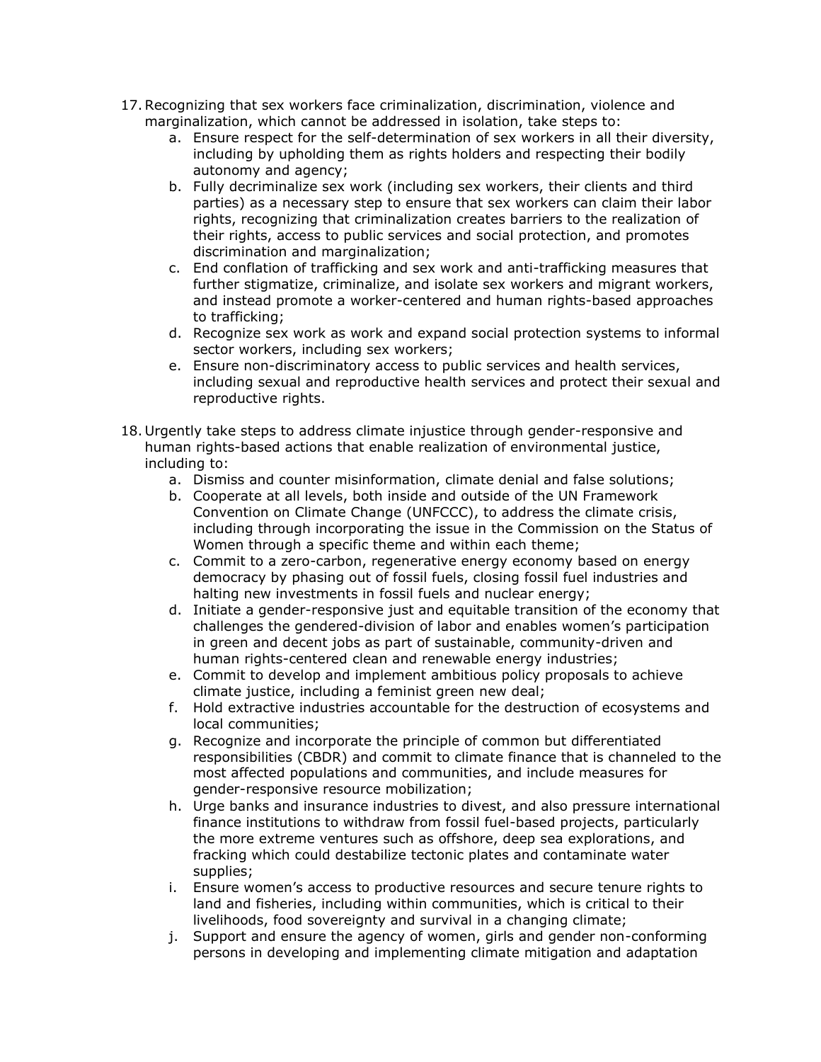17. Recognizing that sex workers face criminalization, discrimination, violence and marginalization, which cannot be addressed in isolation, take steps to:
    a. Ensure respect for the self-determination of sex workers in all their diversity, including by upholding them as rights holders and respecting their bodily autonomy and agency;
    b. Fully decriminalize sex work (including sex workers, their clients and third parties) as a necessary step to ensure that sex workers can claim their labor rights, recognizing that criminalization creates barriers to the realization of their rights, access to public services and social protection, and promotes discrimination and marginalization;
    c. End conflation of trafficking and sex work and anti-trafficking measures that further stigmatize, criminalize, and isolate sex workers and migrant workers, and instead promote a worker-centered and human rights-based approaches to trafficking;
    d. Recognize sex work as work and expand social protection systems to informal sector workers, including sex workers;
    e. Ensure non-discriminatory access to public services and health services, including sexual and reproductive health services and protect their sexual and reproductive rights.

18. Urgently take steps to address climate injustice through gender-responsive and human rights-based actions that enable realization of environmental justice, including to:
    a. Dismiss and counter misinformation, climate denial and false solutions;
    b. Cooperate at all levels, both inside and outside of the UN Framework Convention on Climate Change (UNFCCC), to address the climate crisis, including through incorporating the issue in the Commission on the Status of Women through a specific theme and within each theme;
    c. Commit to a zero-carbon, regenerative energy economy based on energy democracy by phasing out of fossil fuels, closing fossil fuel industries and halting new investments in fossil fuels and nuclear energy;
    d. Initiate a gender-responsive just and equitable transition of the economy that challenges the gendered-division of labor and enables women's participation in green and decent jobs as part of sustainable, community-driven and human rights-centered clean and renewable energy industries;
    e. Commit to develop and implement ambitious policy proposals to achieve climate justice, including a feminist green new deal;
    f. Hold extractive industries accountable for the destruction of ecosystems and local communities;
    g. Recognize and incorporate the principle of common but differentiated responsibilities (CBDR) and commit to climate finance that is channeled to the most affected populations and communities, and include measures for gender-responsive resource mobilization;
    h. Urge banks and insurance industries to divest, and also pressure international finance institutions to withdraw from fossil fuel-based projects, particularly the more extreme ventures such as offshore, deep sea explorations, and fracking which could destabilize tectonic plates and contaminate water supplies;
    i. Ensure women's access to productive resources and secure tenure rights to land and fisheries, including within communities, which is critical to their livelihoods, food sovereignty and survival in a changing climate;
    j. Support and ensure the agency of women, girls and gender non-conforming persons in developing and implementing climate mitigation and adaptation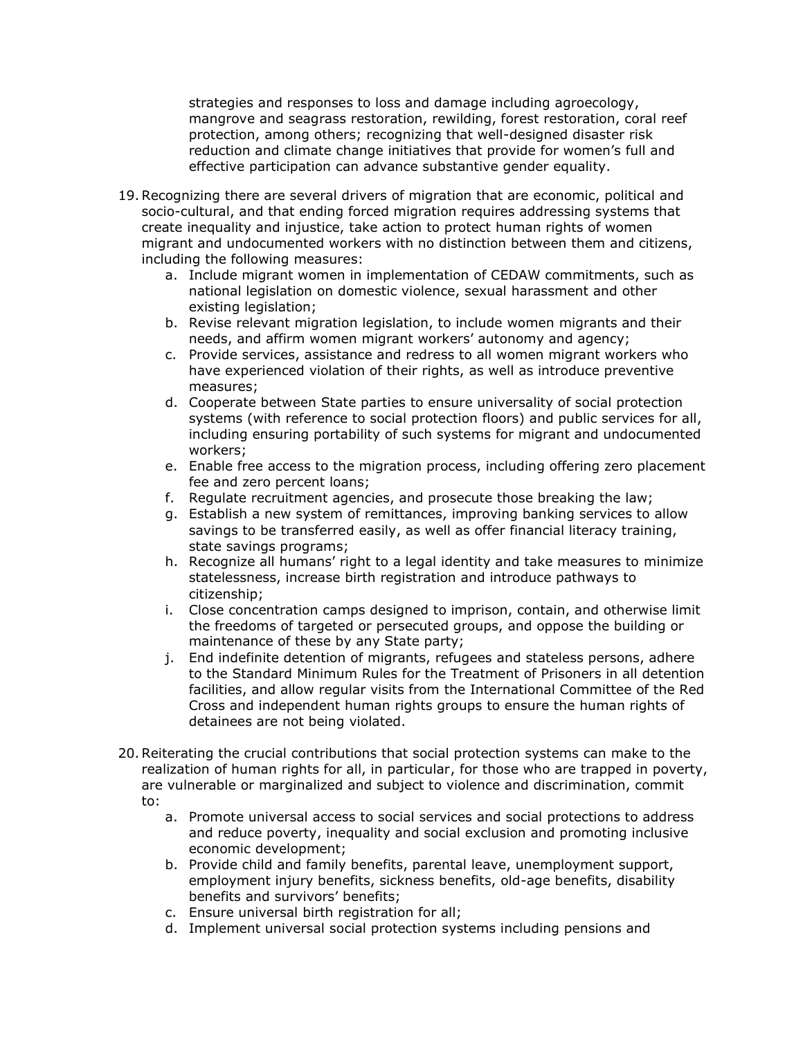strategies and responses to loss and damage including agroecology, mangrove and seagrass restoration, rewilding, forest restoration, coral reef protection, among others; recognizing that well-designed disaster risk reduction and climate change initiatives that provide for women's full and effective participation can advance substantive gender equality.

19. Recognizing there are several drivers of migration that are economic, political and socio-cultural, and that ending forced migration requires addressing systems that create inequality and injustice, take action to protect human rights of women migrant and undocumented workers with no distinction between them and citizens, including the following measures:
    a. Include migrant women in implementation of CEDAW commitments, such as national legislation on domestic violence, sexual harassment and other existing legislation;
    b. Revise relevant migration legislation, to include women migrants and their needs, and affirm women migrant workers' autonomy and agency;
    c. Provide services, assistance and redress to all women migrant workers who have experienced violation of their rights, as well as introduce preventive measures;
    d. Cooperate between State parties to ensure universality of social protection systems (with reference to social protection floors) and public services for all, including ensuring portability of such systems for migrant and undocumented workers;
    e. Enable free access to the migration process, including offering zero placement fee and zero percent loans;
    f. Regulate recruitment agencies, and prosecute those breaking the law;
    g. Establish a new system of remittances, improving banking services to allow savings to be transferred easily, as well as offer financial literacy training, state savings programs;
    h. Recognize all humans' right to a legal identity and take measures to minimize statelessness, increase birth registration and introduce pathways to citizenship;
    i. Close concentration camps designed to imprison, contain, and otherwise limit the freedoms of targeted or persecuted groups, and oppose the building or maintenance of these by any State party;
    j. End indefinite detention of migrants, refugees and stateless persons, adhere to the Standard Minimum Rules for the Treatment of Prisoners in all detention facilities, and allow regular visits from the International Committee of the Red Cross and independent human rights groups to ensure the human rights of detainees are not being violated.

20. Reiterating the crucial contributions that social protection systems can make to the realization of human rights for all, in particular, for those who are trapped in poverty, are vulnerable or marginalized and subject to violence and discrimination, commit to:
    a. Promote universal access to social services and social protections to address and reduce poverty, inequality and social exclusion and promoting inclusive economic development;
    b. Provide child and family benefits, parental leave, unemployment support, employment injury benefits, sickness benefits, old-age benefits, disability benefits and survivors' benefits;
    c. Ensure universal birth registration for all;
    d. Implement universal social protection systems including pensions and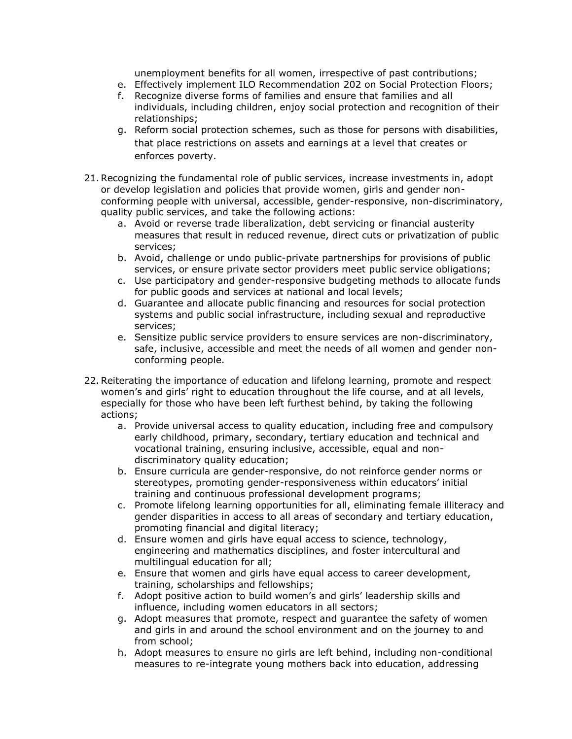unemployment benefits for all women, irrespective of past contributions;

e. Effectively implement ILO Recommendation 202 on Social Protection Floors;
f. Recognize diverse forms of families and ensure that families and all individuals, including children, enjoy social protection and recognition of their relationships;
g. Reform social protection schemes, such as those for persons with disabilities, that place restrictions on assets and earnings at a level that creates or enforces poverty.

21. Recognizing the fundamental role of public services, increase investments in, adopt or develop legislation and policies that provide women, girls and gender non-conforming people with universal, accessible, gender-responsive, non-discriminatory, quality public services, and take the following actions:
    a. Avoid or reverse trade liberalization, debt servicing or financial austerity measures that result in reduced revenue, direct cuts or privatization of public services;
    b. Avoid, challenge or undo public-private partnerships for provisions of public services, or ensure private sector providers meet public service obligations;
    c. Use participatory and gender-responsive budgeting methods to allocate funds for public goods and services at national and local levels;
    d. Guarantee and allocate public financing and resources for social protection systems and public social infrastructure, including sexual and reproductive services;
    e. Sensitize public service providers to ensure services are non-discriminatory, safe, inclusive, accessible and meet the needs of all women and gender non-conforming people.

22. Reiterating the importance of education and lifelong learning, promote and respect women's and girls' right to education throughout the life course, and at all levels, especially for those who have been left furthest behind, by taking the following actions;
    a. Provide universal access to quality education, including free and compulsory early childhood, primary, secondary, tertiary education and technical and vocational training, ensuring inclusive, accessible, equal and non-discriminatory quality education;
    b. Ensure curricula are gender-responsive, do not reinforce gender norms or stereotypes, promoting gender-responsiveness within educators' initial training and continuous professional development programs;
    c. Promote lifelong learning opportunities for all, eliminating female illiteracy and gender disparities in access to all areas of secondary and tertiary education, promoting financial and digital literacy;
    d. Ensure women and girls have equal access to science, technology, engineering and mathematics disciplines, and foster intercultural and multilingual education for all;
    e. Ensure that women and girls have equal access to career development, training, scholarships and fellowships;
    f. Adopt positive action to build women's and girls' leadership skills and influence, including women educators in all sectors;
    g. Adopt measures that promote, respect and guarantee the safety of women and girls in and around the school environment and on the journey to and from school;
    h. Adopt measures to ensure no girls are left behind, including non-conditional measures to re-integrate young mothers back into education, addressing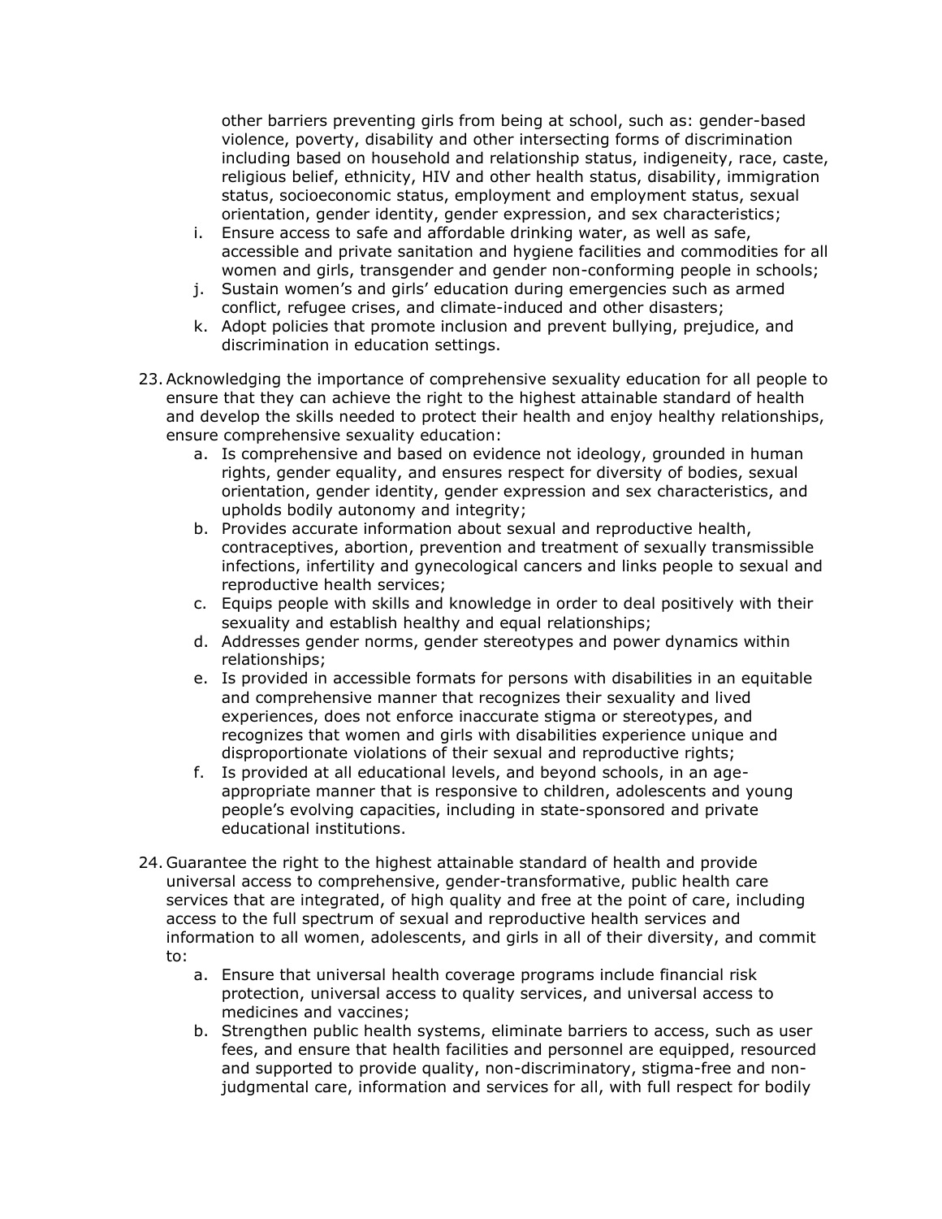other barriers preventing girls from being at school, such as: gender-based violence, poverty, disability and other intersecting forms of discrimination including based on household and relationship status, indigeneity, race, caste, religious belief, ethnicity, HIV and other health status, disability, immigration status, socioeconomic status, employment and employment status, sexual orientation, gender identity, gender expression, and sex characteristics;

   i. Ensure access to safe and affordable drinking water, as well as safe, accessible and private sanitation and hygiene facilities and commodities for all women and girls, transgender and gender non-conforming people in schools;
   j. Sustain women's and girls' education during emergencies such as armed conflict, refugee crises, and climate-induced and other disasters;
   k. Adopt policies that promote inclusion and prevent bullying, prejudice, and discrimination in education settings.

23. Acknowledging the importance of comprehensive sexuality education for all people to ensure that they can achieve the right to the highest attainable standard of health and develop the skills needed to protect their health and enjoy healthy relationships, ensure comprehensive sexuality education:
    a. Is comprehensive and based on evidence not ideology, grounded in human rights, gender equality, and ensures respect for diversity of bodies, sexual orientation, gender identity, gender expression and sex characteristics, and upholds bodily autonomy and integrity;
    b. Provides accurate information about sexual and reproductive health, contraceptives, abortion, prevention and treatment of sexually transmissible infections, infertility and gynecological cancers and links people to sexual and reproductive health services;
    c. Equips people with skills and knowledge in order to deal positively with their sexuality and establish healthy and equal relationships;
    d. Addresses gender norms, gender stereotypes and power dynamics within relationships;
    e. Is provided in accessible formats for persons with disabilities in an equitable and comprehensive manner that recognizes their sexuality and lived experiences, does not enforce inaccurate stigma or stereotypes, and recognizes that women and girls with disabilities experience unique and disproportionate violations of their sexual and reproductive rights;
    f. Is provided at all educational levels, and beyond schools, in an age-appropriate manner that is responsive to children, adolescents and young people's evolving capacities, including in state-sponsored and private educational institutions.

24. Guarantee the right to the highest attainable standard of health and provide universal access to comprehensive, gender-transformative, public health care services that are integrated, of high quality and free at the point of care, including access to the full spectrum of sexual and reproductive health services and information to all women, adolescents, and girls in all of their diversity, and commit to:
    a. Ensure that universal health coverage programs include financial risk protection, universal access to quality services, and universal access to medicines and vaccines;
    b. Strengthen public health systems, eliminate barriers to access, such as user fees, and ensure that health facilities and personnel are equipped, resourced and supported to provide quality, non-discriminatory, stigma-free and non-judgmental care, information and services for all, with full respect for bodily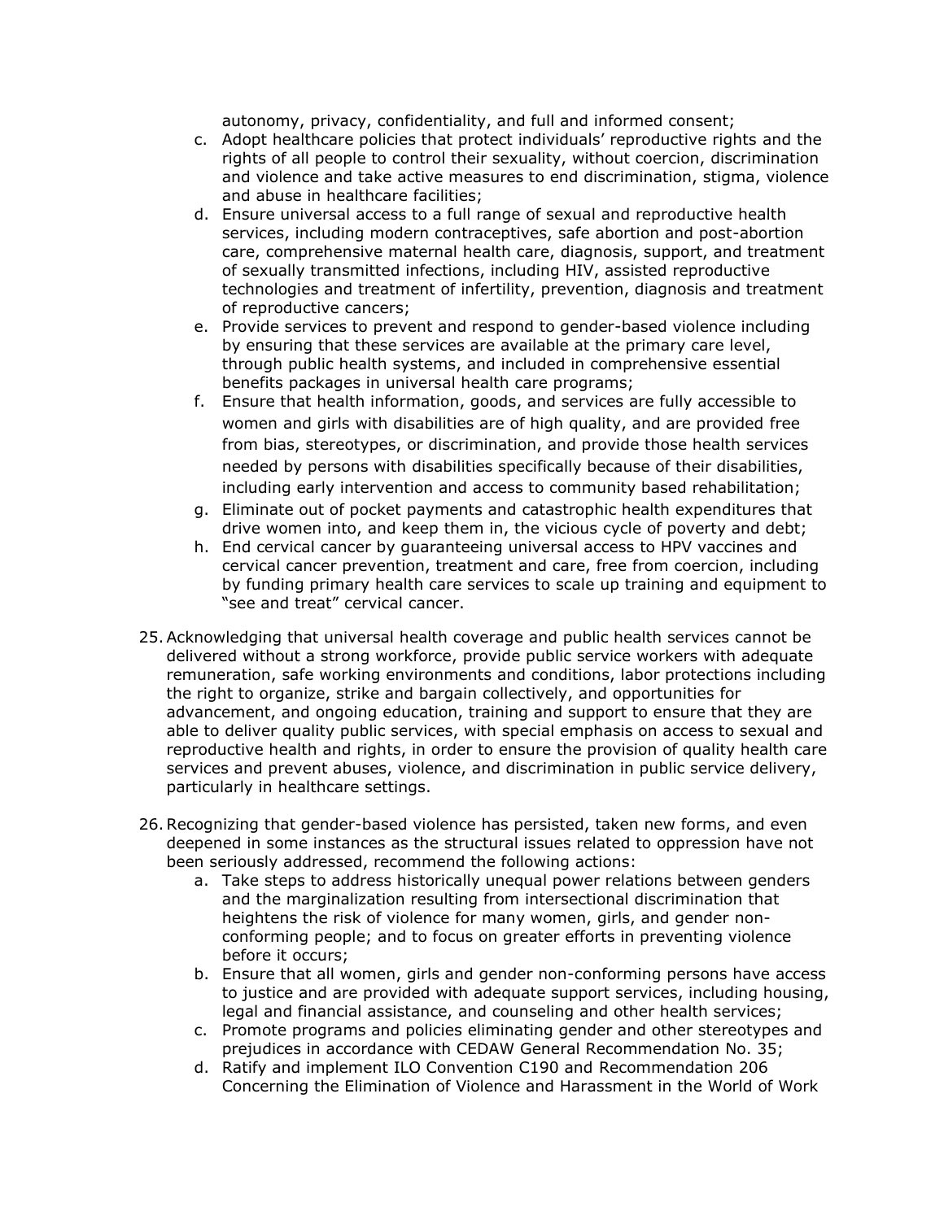autonomy, privacy, confidentiality, and full and informed consent;

c. Adopt healthcare policies that protect individuals' reproductive rights and the rights of all people to control their sexuality, without coercion, discrimination and violence and take active measures to end discrimination, stigma, violence and abuse in healthcare facilities;
d. Ensure universal access to a full range of sexual and reproductive health services, including modern contraceptives, safe abortion and post-abortion care, comprehensive maternal health care, diagnosis, support, and treatment of sexually transmitted infections, including HIV, assisted reproductive technologies and treatment of infertility, prevention, diagnosis and treatment of reproductive cancers;
e. Provide services to prevent and respond to gender-based violence including by ensuring that these services are available at the primary care level, through public health systems, and included in comprehensive essential benefits packages in universal health care programs;
f. Ensure that health information, goods, and services are fully accessible to women and girls with disabilities are of high quality, and are provided free from bias, stereotypes, or discrimination, and provide those health services needed by persons with disabilities specifically because of their disabilities, including early intervention and access to community based rehabilitation;
g. Eliminate out of pocket payments and catastrophic health expenditures that drive women into, and keep them in, the vicious cycle of poverty and debt;
h. End cervical cancer by guaranteeing universal access to HPV vaccines and cervical cancer prevention, treatment and care, free from coercion, including by funding primary health care services to scale up training and equipment to "see and treat" cervical cancer.

25. Acknowledging that universal health coverage and public health services cannot be delivered without a strong workforce, provide public service workers with adequate remuneration, safe working environments and conditions, labor protections including the right to organize, strike and bargain collectively, and opportunities for advancement, and ongoing education, training and support to ensure that they are able to deliver quality public services, with special emphasis on access to sexual and reproductive health and rights, in order to ensure the provision of quality health care services and prevent abuses, violence, and discrimination in public service delivery, particularly in healthcare settings.

26. Recognizing that gender-based violence has persisted, taken new forms, and even deepened in some instances as the structural issues related to oppression have not been seriously addressed, recommend the following actions:
    a. Take steps to address historically unequal power relations between genders and the marginalization resulting from intersectional discrimination that heightens the risk of violence for many women, girls, and gender non-conforming people; and to focus on greater efforts in preventing violence before it occurs;
    b. Ensure that all women, girls and gender non-conforming persons have access to justice and are provided with adequate support services, including housing, legal and financial assistance, and counseling and other health services;
    c. Promote programs and policies eliminating gender and other stereotypes and prejudices in accordance with CEDAW General Recommendation No. 35;
    d. Ratify and implement ILO Convention C190 and Recommendation 206 Concerning the Elimination of Violence and Harassment in the World of Work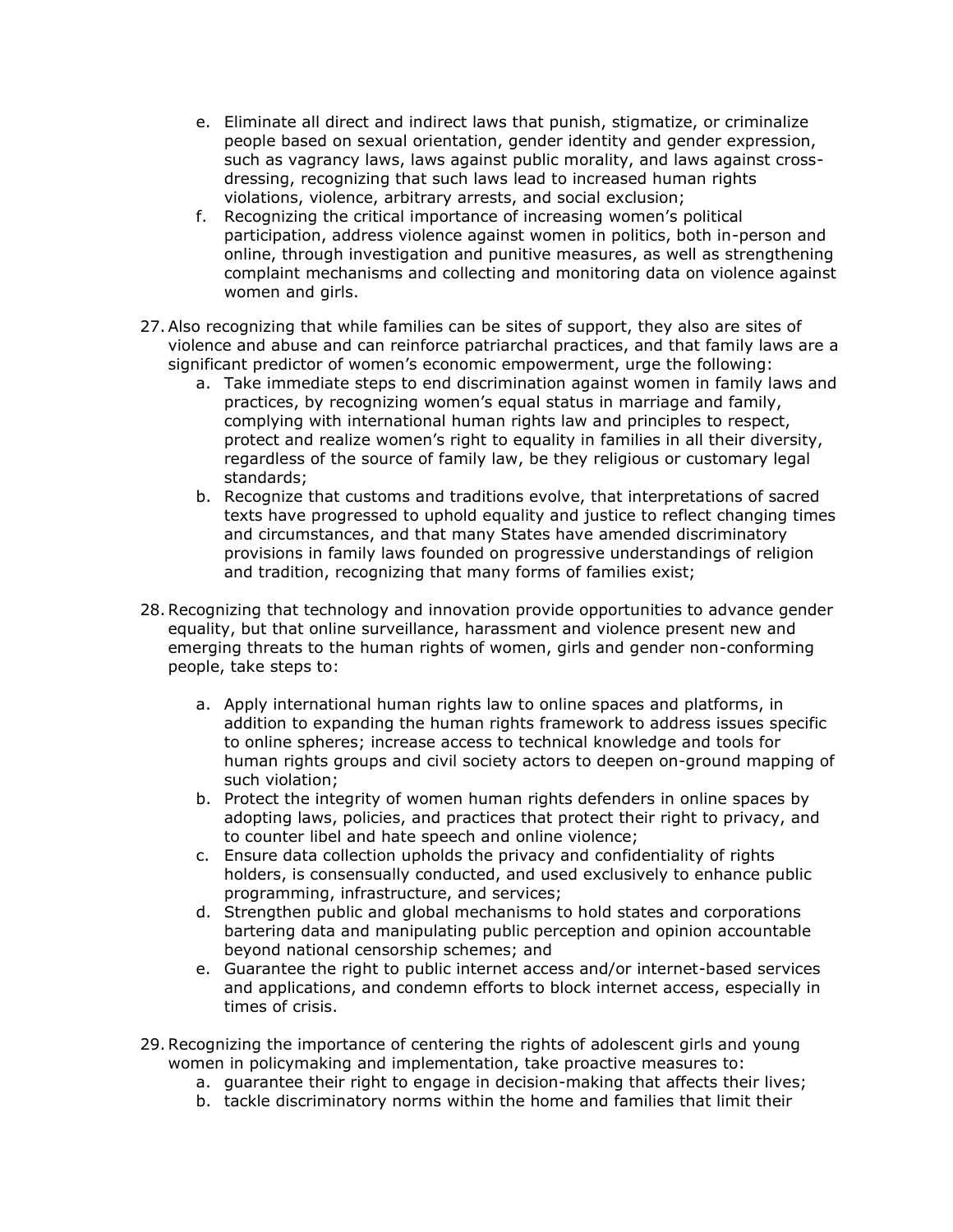e. Eliminate all direct and indirect laws that punish, stigmatize, or criminalize people based on sexual orientation, gender identity and gender expression, such as vagrancy laws, laws against public morality, and laws against cross-dressing, recognizing that such laws lead to increased human rights violations, violence, arbitrary arrests, and social exclusion;
  f. Recognizing the critical importance of increasing women's political participation, address violence against women in politics, both in-person and online, through investigation and punitive measures, as well as strengthening complaint mechanisms and collecting and monitoring data on violence against women and girls.

27. Also recognizing that while families can be sites of support, they also are sites of violence and abuse and can reinforce patriarchal practices, and that family laws are a significant predictor of women's economic empowerment, urge the following:
    a. Take immediate steps to end discrimination against women in family laws and practices, by recognizing women's equal status in marriage and family, complying with international human rights law and principles to respect, protect and realize women's right to equality in families in all their diversity, regardless of the source of family law, be they religious or customary legal standards;
    b. Recognize that customs and traditions evolve, that interpretations of sacred texts have progressed to uphold equality and justice to reflect changing times and circumstances, and that many States have amended discriminatory provisions in family laws founded on progressive understandings of religion and tradition, recognizing that many forms of families exist;

28. Recognizing that technology and innovation provide opportunities to advance gender equality, but that online surveillance, harassment and violence present new and emerging threats to the human rights of women, girls and gender non-conforming people, take steps to:

    a. Apply international human rights law to online spaces and platforms, in addition to expanding the human rights framework to address issues specific to online spheres; increase access to technical knowledge and tools for human rights groups and civil society actors to deepen on-ground mapping of such violation;
    b. Protect the integrity of women human rights defenders in online spaces by adopting laws, policies, and practices that protect their right to privacy, and to counter libel and hate speech and online violence;
    c. Ensure data collection upholds the privacy and confidentiality of rights holders, is consensually conducted, and used exclusively to enhance public programming, infrastructure, and services;
    d. Strengthen public and global mechanisms to hold states and corporations bartering data and manipulating public perception and opinion accountable beyond national censorship schemes; and
    e. Guarantee the right to public internet access and/or internet-based services and applications, and condemn efforts to block internet access, especially in times of crisis.

29. Recognizing the importance of centering the rights of adolescent girls and young women in policymaking and implementation, take proactive measures to:
    a. guarantee their right to engage in decision-making that affects their lives;
    b. tackle discriminatory norms within the home and families that limit their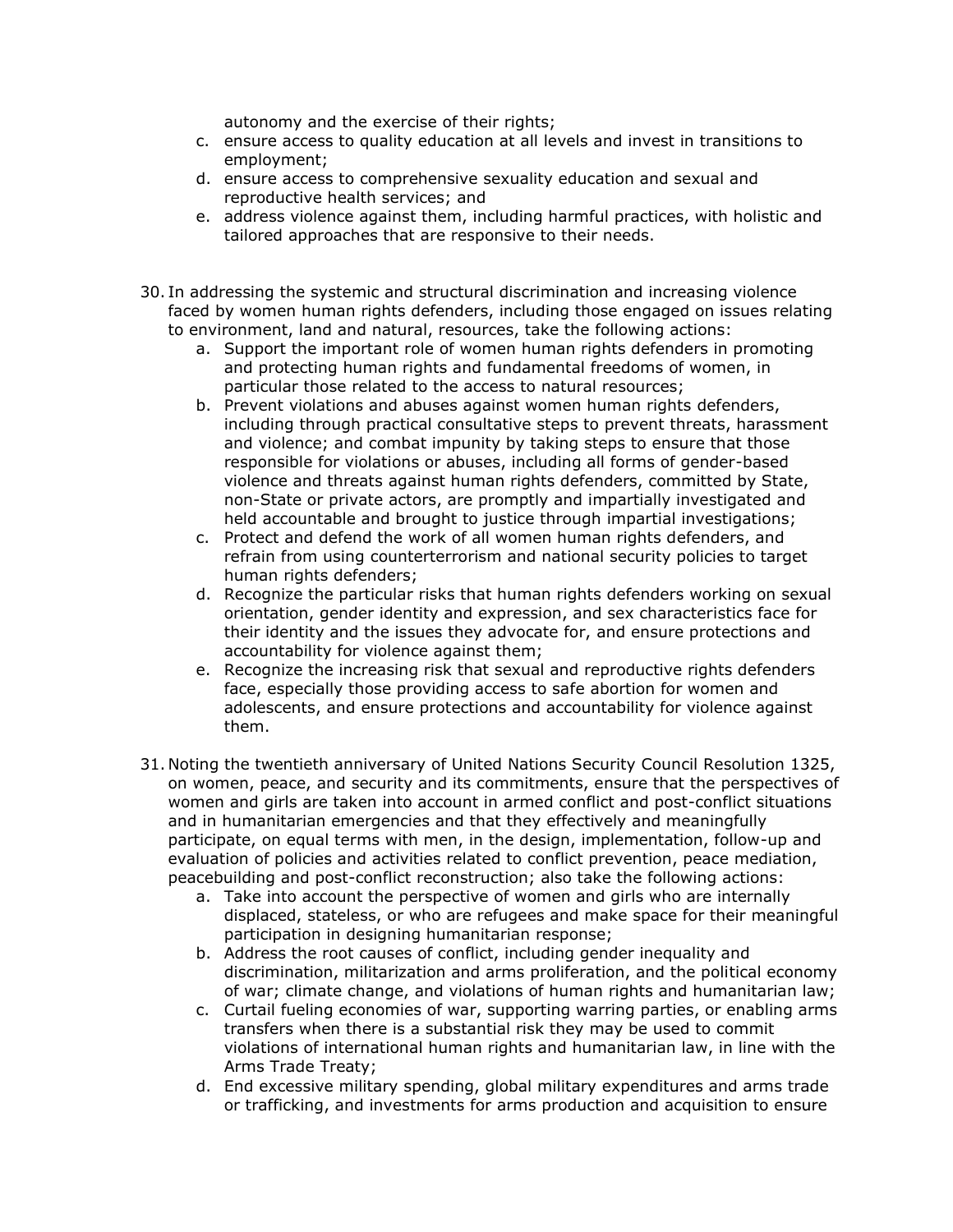autonomy and the exercise of their rights;

   c. ensure access to quality education at all levels and invest in transitions to employment;
   d. ensure access to comprehensive sexuality education and sexual and reproductive health services; and
   e. address violence against them, including harmful practices, with holistic and tailored approaches that are responsive to their needs.

30. In addressing the systemic and structural discrimination and increasing violence faced by women human rights defenders, including those engaged on issues relating to environment, land and natural, resources, take the following actions:
    a. Support the important role of women human rights defenders in promoting and protecting human rights and fundamental freedoms of women, in particular those related to the access to natural resources;
    b. Prevent violations and abuses against women human rights defenders, including through practical consultative steps to prevent threats, harassment and violence; and combat impunity by taking steps to ensure that those responsible for violations or abuses, including all forms of gender-based violence and threats against human rights defenders, committed by State, non-State or private actors, are promptly and impartially investigated and held accountable and brought to justice through impartial investigations;
    c. Protect and defend the work of all women human rights defenders, and refrain from using counterterrorism and national security policies to target human rights defenders;
    d. Recognize the particular risks that human rights defenders working on sexual orientation, gender identity and expression, and sex characteristics face for their identity and the issues they advocate for, and ensure protections and accountability for violence against them;
    e. Recognize the increasing risk that sexual and reproductive rights defenders face, especially those providing access to safe abortion for women and adolescents, and ensure protections and accountability for violence against them.

31. Noting the twentieth anniversary of United Nations Security Council Resolution 1325, on women, peace, and security and its commitments, ensure that the perspectives of women and girls are taken into account in armed conflict and post-conflict situations and in humanitarian emergencies and that they effectively and meaningfully participate, on equal terms with men, in the design, implementation, follow-up and evaluation of policies and activities related to conflict prevention, peace mediation, peacebuilding and post-conflict reconstruction; also take the following actions:
    a. Take into account the perspective of women and girls who are internally displaced, stateless, or who are refugees and make space for their meaningful participation in designing humanitarian response;
    b. Address the root causes of conflict, including gender inequality and discrimination, militarization and arms proliferation, and the political economy of war; climate change, and violations of human rights and humanitarian law;
    c. Curtail fueling economies of war, supporting warring parties, or enabling arms transfers when there is a substantial risk they may be used to commit violations of international human rights and humanitarian law, in line with the Arms Trade Treaty;
    d. End excessive military spending, global military expenditures and arms trade or trafficking, and investments for arms production and acquisition to ensure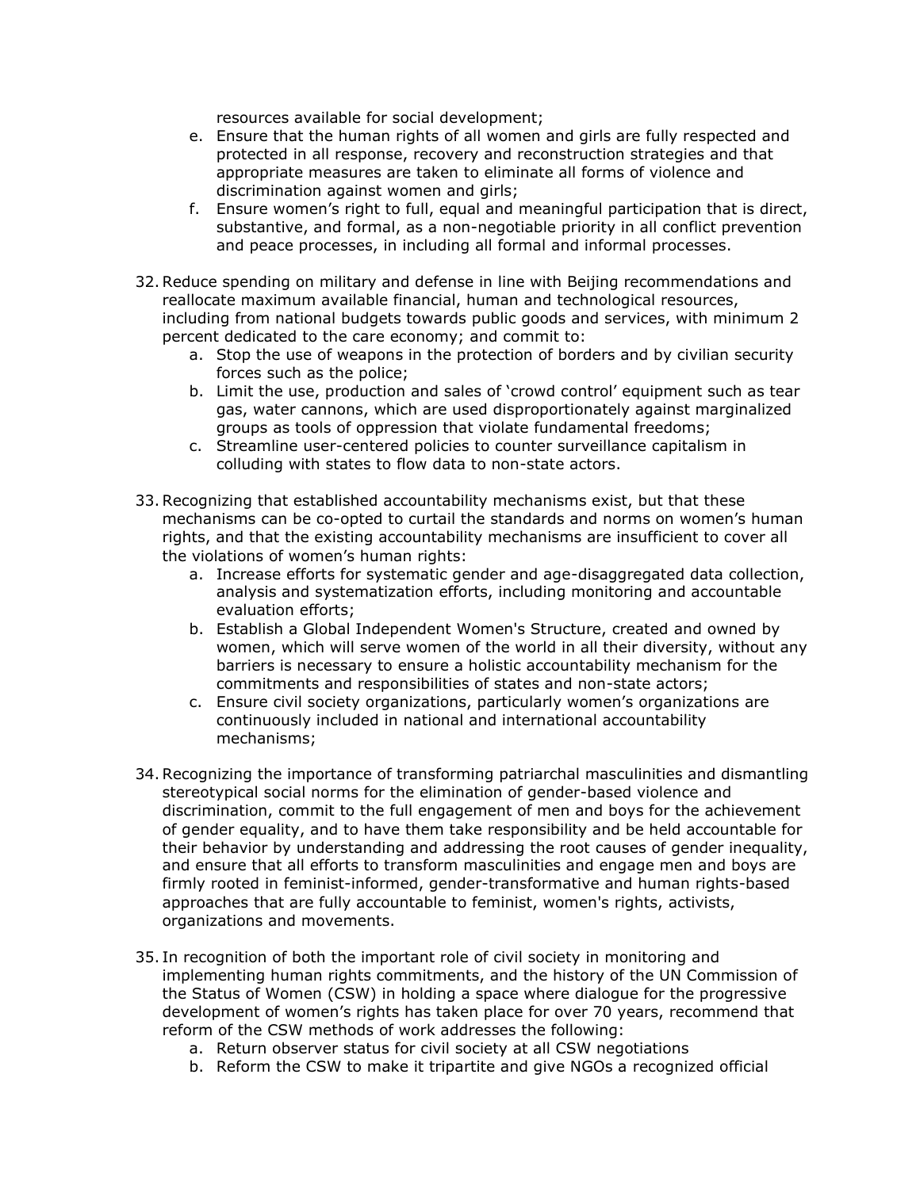resources available for social development;

   e. Ensure that the human rights of all women and girls are fully respected and protected in all response, recovery and reconstruction strategies and that appropriate measures are taken to eliminate all forms of violence and discrimination against women and girls;
   f. Ensure women's right to full, equal and meaningful participation that is direct, substantive, and formal, as a non-negotiable priority in all conflict prevention and peace processes, in including all formal and informal processes.

32. Reduce spending on military and defense in line with Beijing recommendations and reallocate maximum available financial, human and technological resources, including from national budgets towards public goods and services, with minimum 2 percent dedicated to the care economy; and commit to:
    a. Stop the use of weapons in the protection of borders and by civilian security forces such as the police;
    b. Limit the use, production and sales of 'crowd control' equipment such as tear gas, water cannons, which are used disproportionately against marginalized groups as tools of oppression that violate fundamental freedoms;
    c. Streamline user-centered policies to counter surveillance capitalism in colluding with states to flow data to non-state actors.

33. Recognizing that established accountability mechanisms exist, but that these mechanisms can be co-opted to curtail the standards and norms on women's human rights, and that the existing accountability mechanisms are insufficient to cover all the violations of women's human rights:
    a. Increase efforts for systematic gender and age-disaggregated data collection, analysis and systematization efforts, including monitoring and accountable evaluation efforts;
    b. Establish a Global Independent Women's Structure, created and owned by women, which will serve women of the world in all their diversity, without any barriers is necessary to ensure a holistic accountability mechanism for the commitments and responsibilities of states and non-state actors;
    c. Ensure civil society organizations, particularly women's organizations are continuously included in national and international accountability mechanisms;

34. Recognizing the importance of transforming patriarchal masculinities and dismantling stereotypical social norms for the elimination of gender-based violence and discrimination, commit to the full engagement of men and boys for the achievement of gender equality, and to have them take responsibility and be held accountable for their behavior by understanding and addressing the root causes of gender inequality, and ensure that all efforts to transform masculinities and engage men and boys are firmly rooted in feminist-informed, gender-transformative and human rights-based approaches that are fully accountable to feminist, women's rights, activists, organizations and movements.

35. In recognition of both the important role of civil society in monitoring and implementing human rights commitments, and the history of the UN Commission of the Status of Women (CSW) in holding a space where dialogue for the progressive development of women's rights has taken place for over 70 years, recommend that reform of the CSW methods of work addresses the following:
    a. Return observer status for civil society at all CSW negotiations
    b. Reform the CSW to make it tripartite and give NGOs a recognized official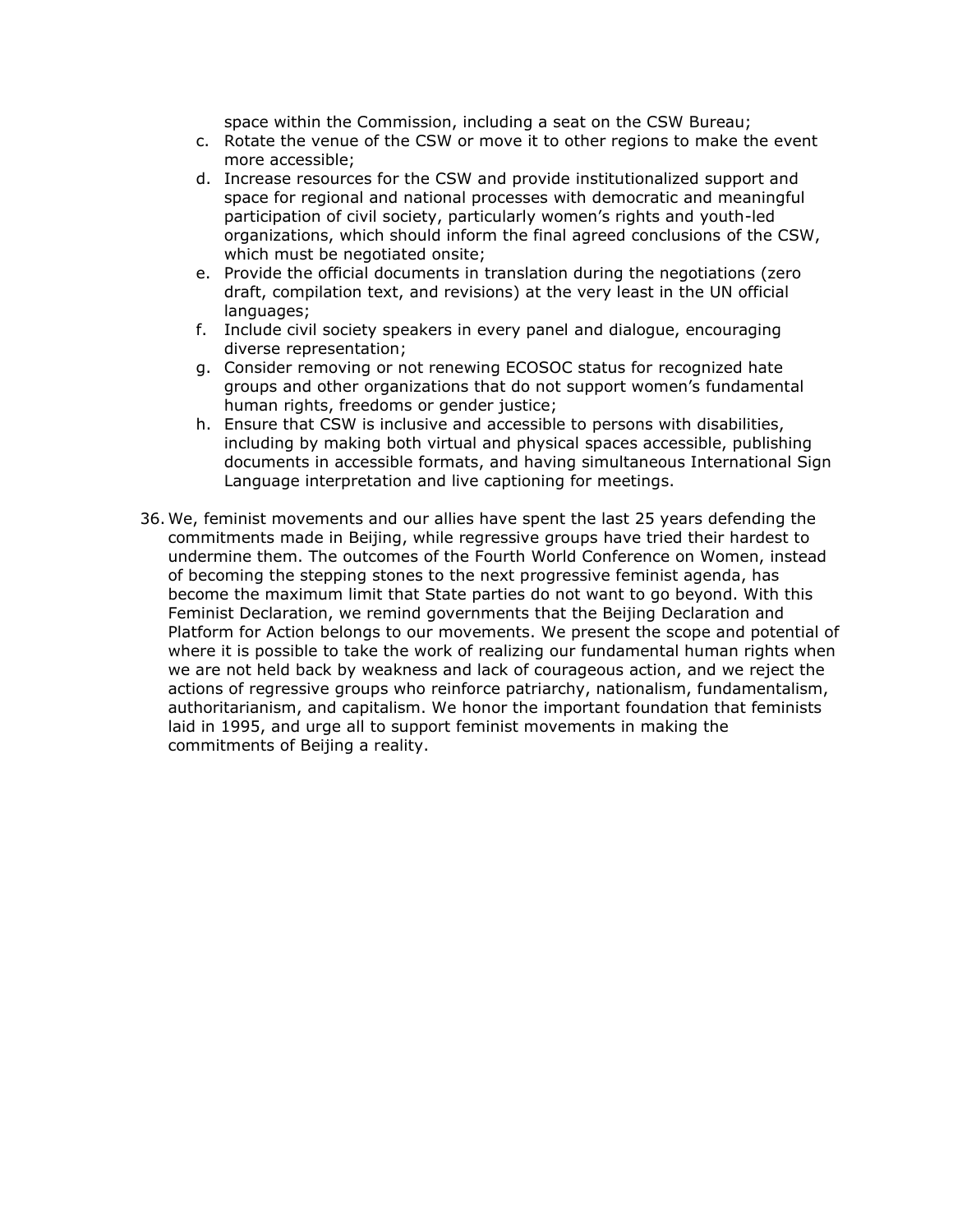space within the Commission, including a seat on the CSW Bureau;

c. Rotate the venue of the CSW or move it to other regions to make the event more accessible;
d. Increase resources for the CSW and provide institutionalized support and space for regional and national processes with democratic and meaningful participation of civil society, particularly women's rights and youth-led organizations, which should inform the final agreed conclusions of the CSW, which must be negotiated onsite;
e. Provide the official documents in translation during the negotiations (zero draft, compilation text, and revisions) at the very least in the UN official languages;
f. Include civil society speakers in every panel and dialogue, encouraging diverse representation;
g. Consider removing or not renewing ECOSOC status for recognized hate groups and other organizations that do not support women's fundamental human rights, freedoms or gender justice;
h. Ensure that CSW is inclusive and accessible to persons with disabilities, including by making both virtual and physical spaces accessible, publishing documents in accessible formats, and having simultaneous International Sign Language interpretation and live captioning for meetings.

36. We, feminist movements and our allies have spent the last 25 years defending the commitments made in Beijing, while regressive groups have tried their hardest to undermine them. The outcomes of the Fourth World Conference on Women, instead of becoming the stepping stones to the next progressive feminist agenda, has become the maximum limit that State parties do not want to go beyond. With this Feminist Declaration, we remind governments that the Beijing Declaration and Platform for Action belongs to our movements. We present the scope and potential of where it is possible to take the work of realizing our fundamental human rights when we are not held back by weakness and lack of courageous action, and we reject the actions of regressive groups who reinforce patriarchy, nationalism, fundamentalism, authoritarianism, and capitalism. We honor the important foundation that feminists laid in 1995, and urge all to support feminist movements in making the commitments of Beijing a reality.